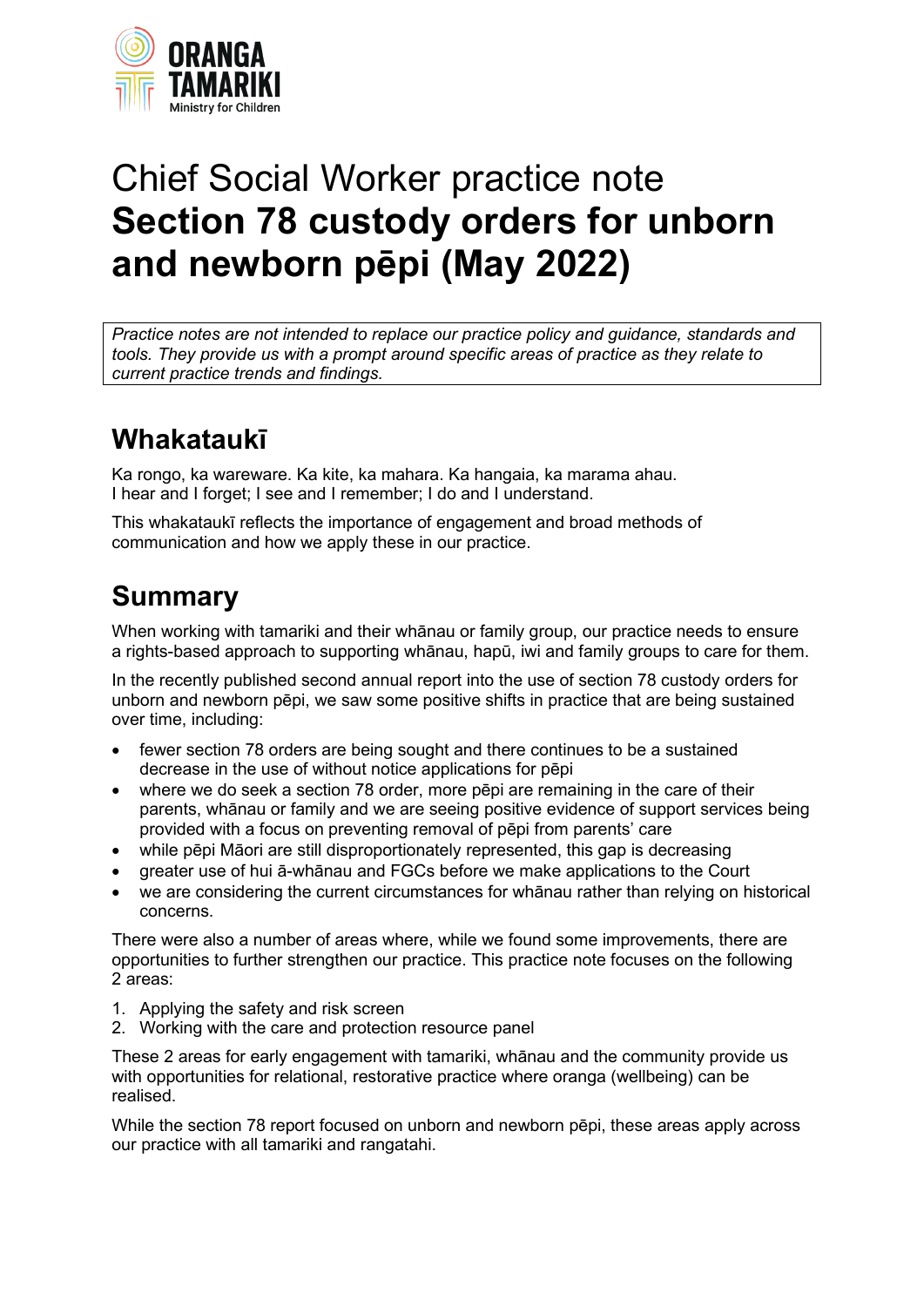# Chief Social Worker practice note **Section 78 custody orders for unborn and newborn pēpi (May 2022)**

*Practice notes are not intended to replace our practice policy and guidance, standards and tools. They provide us with a prompt around specific areas of practice as they relate to current practice trends and findings.*

## Whakataukī

Ka rongo, ka wareware. Ka kite, ka mahara. Ka hangaia, ka marama ahau.
I hear and I forget; I see and I remember; I do and I understand.

This whakataukī reflects the importance of engagement and broad methods of communication and how we apply these in our practice.

## Summary

When working with tamariki and their whānau or family group, our practice needs to ensure a rights-based approach to supporting whānau, hapū, iwi and family groups to care for them.

In the recently published second annual report into the use of section 78 custody orders for unborn and newborn pēpi, we saw some positive shifts in practice that are being sustained over time, including:

- fewer section 78 orders are being sought and there continues to be a sustained decrease in the use of without notice applications for pēpi
- where we do seek a section 78 order, more pēpi are remaining in the care of their parents, whānau or family and we are seeing positive evidence of support services being provided with a focus on preventing removal of pēpi from parents' care
- while pēpi Māori are still disproportionately represented, this gap is decreasing
- greater use of hui ā-whānau and FGCs before we make applications to the Court
- we are considering the current circumstances for whānau rather than relying on historical concerns.

There were also a number of areas where, while we found some improvements, there are opportunities to further strengthen our practice. This practice note focuses on the following 2 areas:

1. Applying the safety and risk screen
2. Working with the care and protection resource panel

These 2 areas for early engagement with tamariki, whānau and the community provide us with opportunities for relational, restorative practice where oranga (wellbeing) can be realised.

While the section 78 report focused on unborn and newborn pēpi, these areas apply across our practice with all tamariki and rangatahi.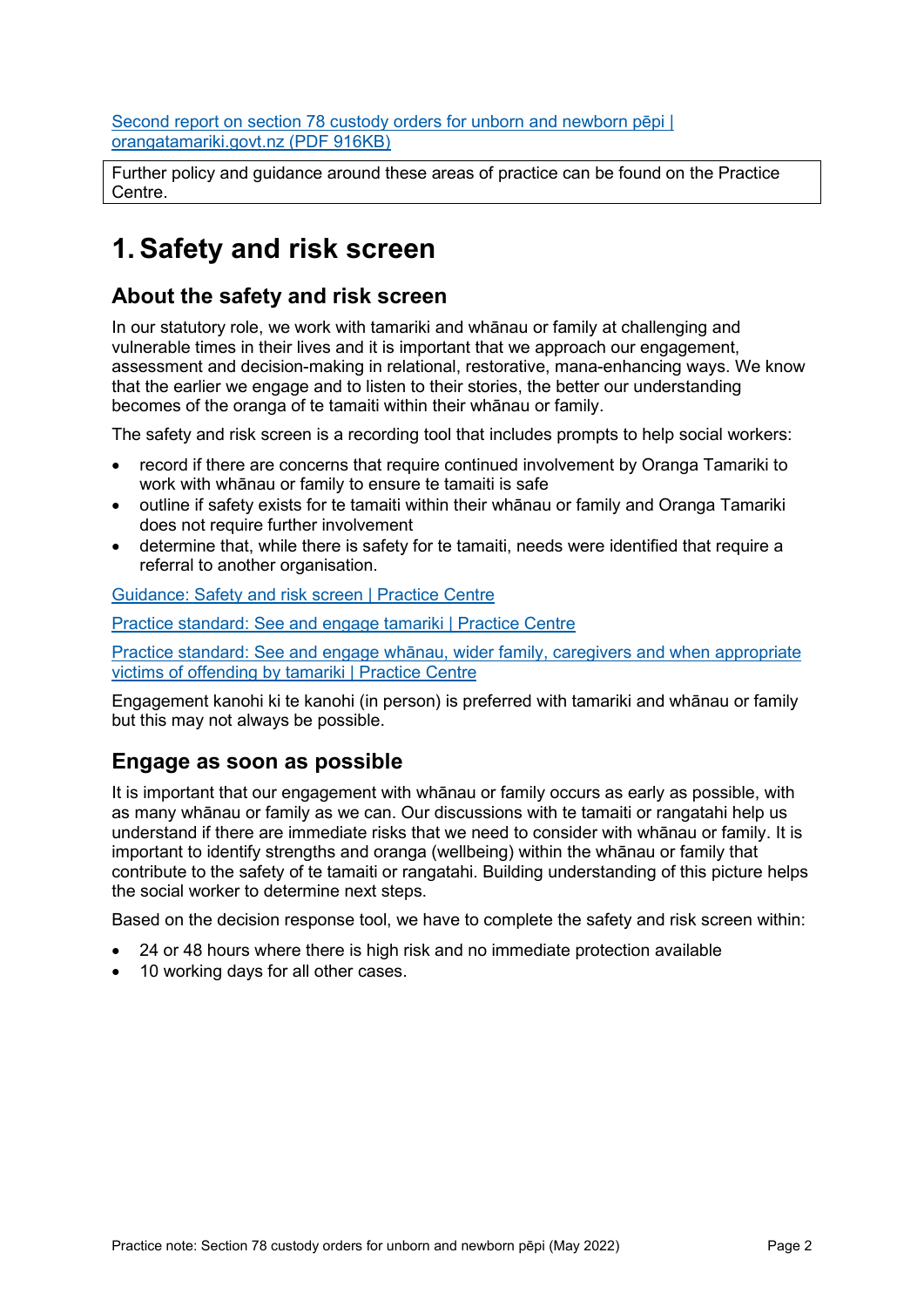[Second report on section 78 custody orders for unborn and newborn pēpi | orangatamariki.govt.nz (PDF 916KB)]

> Further policy and guidance around these areas of practice can be found on the Practice Centre.

# 1. Safety and risk screen

## About the safety and risk screen

In our statutory role, we work with tamariki and whānau or family at challenging and vulnerable times in their lives and it is important that we approach our engagement, assessment and decision-making in relational, restorative, mana-enhancing ways. We know that the earlier we engage and to listen to their stories, the better our understanding becomes of the oranga of te tamaiti within their whānau or family.

The safety and risk screen is a recording tool that includes prompts to help social workers:

- record if there are concerns that require continued involvement by Oranga Tamariki to work with whānau or family to ensure te tamaiti is safe
- outline if safety exists for te tamaiti within their whānau or family and Oranga Tamariki does not require further involvement
- determine that, while there is safety for te tamaiti, needs were identified that require a referral to another organisation.

Guidance: Safety and risk screen | Practice Centre

Practice standard: See and engage tamariki | Practice Centre

Practice standard: See and engage whānau, wider family, caregivers and when appropriate victims of offending by tamariki | Practice Centre

Engagement kanohi ki te kanohi (in person) is preferred with tamariki and whānau or family but this may not always be possible.

## Engage as soon as possible

It is important that our engagement with whānau or family occurs as early as possible, with as many whānau or family as we can. Our discussions with te tamaiti or rangatahi help us understand if there are immediate risks that we need to consider with whānau or family. It is important to identify strengths and oranga (wellbeing) within the whānau or family that contribute to the safety of te tamaiti or rangatahi. Building understanding of this picture helps the social worker to determine next steps.

Based on the decision response tool, we have to complete the safety and risk screen within:

- 24 or 48 hours where there is high risk and no immediate protection available
- 10 working days for all other cases.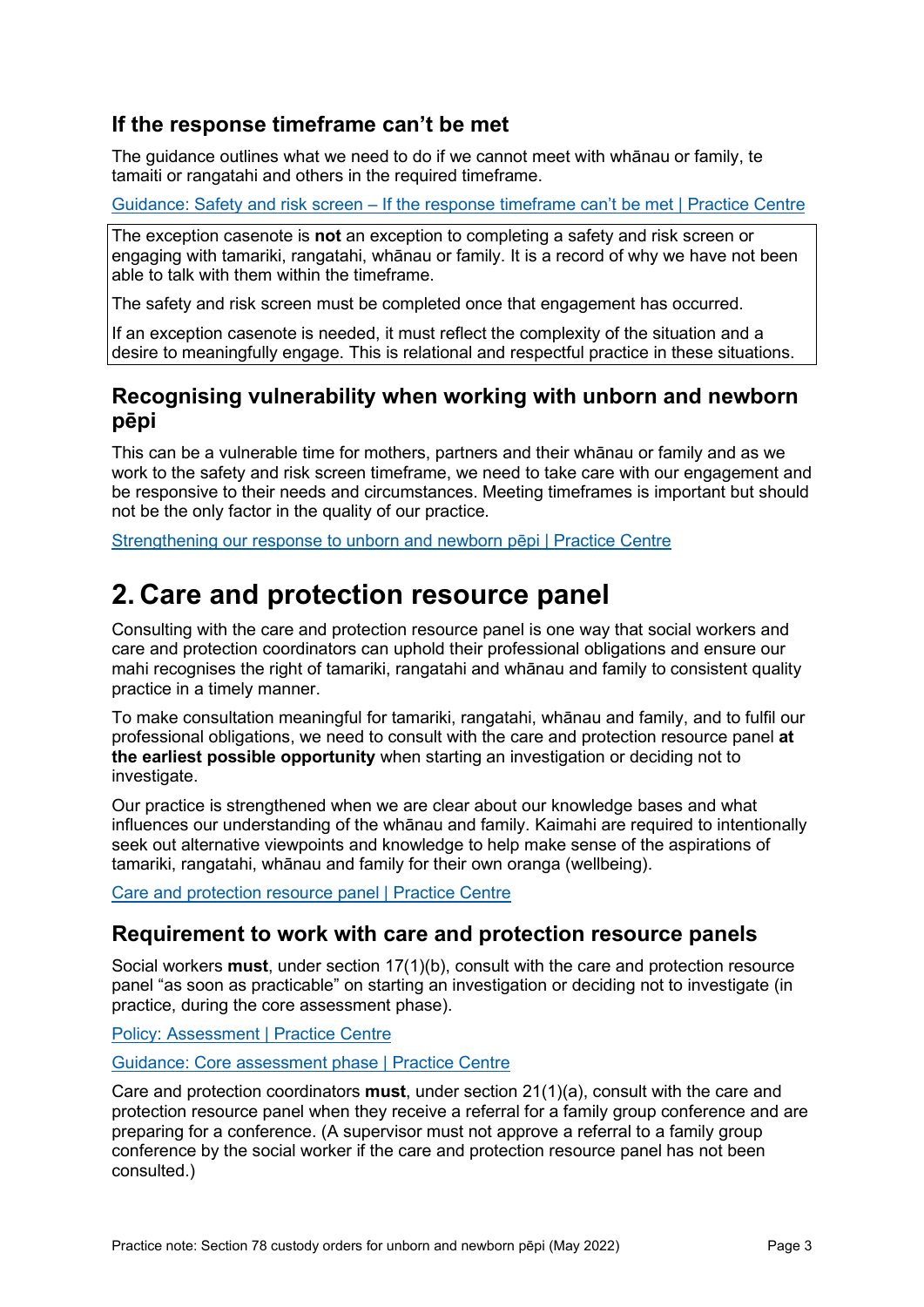### If the response timeframe can't be met

The guidance outlines what we need to do if we cannot meet with whānau or family, te tamaiti or rangatahi and others in the required timeframe.

Guidance: Safety and risk screen – If the response timeframe can't be met | Practice Centre

> The exception casenote is **not** an exception to completing a safety and risk screen or engaging with tamariki, rangatahi, whānau or family. It is a record of why we have not been able to talk with them within the timeframe.
>
> The safety and risk screen must be completed once that engagement has occurred.
>
> If an exception casenote is needed, it must reflect the complexity of the situation and a desire to meaningfully engage. This is relational and respectful practice in these situations.

### Recognising vulnerability when working with unborn and newborn pēpi

This can be a vulnerable time for mothers, partners and their whānau or family and as we work to the safety and risk screen timeframe, we need to take care with our engagement and be responsive to their needs and circumstances. Meeting timeframes is important but should not be the only factor in the quality of our practice.

Strengthening our response to unborn and newborn pēpi | Practice Centre

## 2. Care and protection resource panel

Consulting with the care and protection resource panel is one way that social workers and care and protection coordinators can uphold their professional obligations and ensure our mahi recognises the right of tamariki, rangatahi and whānau and family to consistent quality practice in a timely manner.

To make consultation meaningful for tamariki, rangatahi, whānau and family, and to fulfil our professional obligations, we need to consult with the care and protection resource panel **at the earliest possible opportunity** when starting an investigation or deciding not to investigate.

Our practice is strengthened when we are clear about our knowledge bases and what influences our understanding of the whānau and family. Kaimahi are required to intentionally seek out alternative viewpoints and knowledge to help make sense of the aspirations of tamariki, rangatahi, whānau and family for their own oranga (wellbeing).

Care and protection resource panel | Practice Centre

### Requirement to work with care and protection resource panels

Social workers **must**, under section 17(1)(b), consult with the care and protection resource panel "as soon as practicable" on starting an investigation or deciding not to investigate (in practice, during the core assessment phase).

Policy: Assessment | Practice Centre

Guidance: Core assessment phase | Practice Centre

Care and protection coordinators **must**, under section 21(1)(a), consult with the care and protection resource panel when they receive a referral for a family group conference and are preparing for a conference. (A supervisor must not approve a referral to a family group conference by the social worker if the care and protection resource panel has not been consulted.)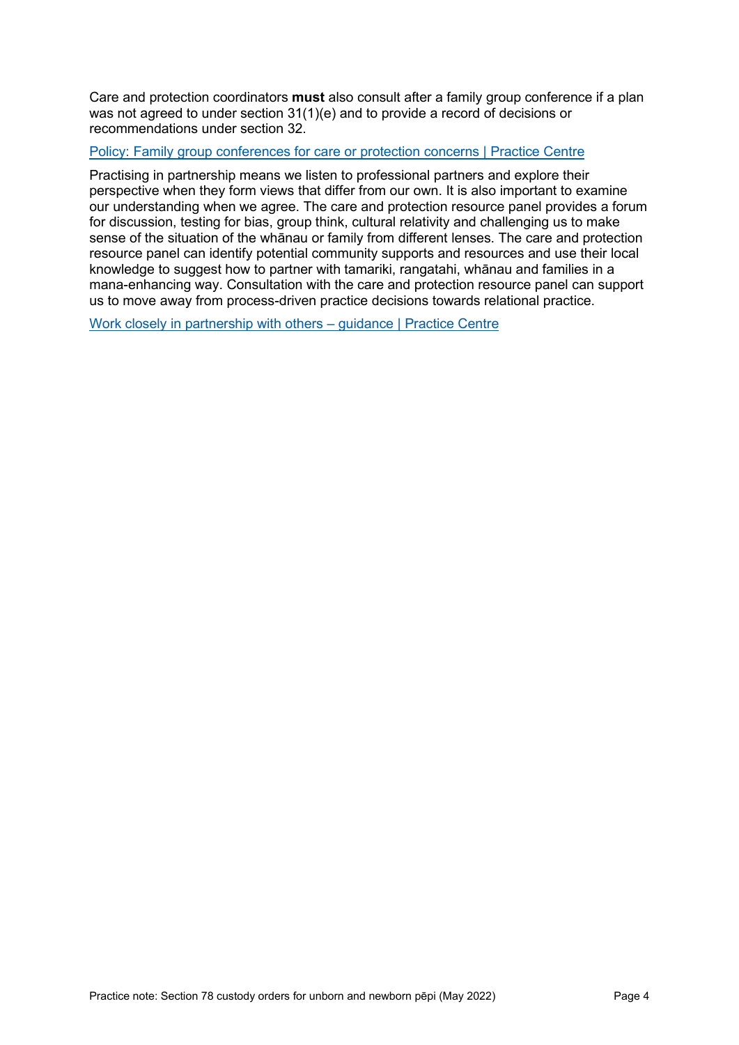Care and protection coordinators **must** also consult after a family group conference if a plan was not agreed to under section 31(1)(e) and to provide a record of decisions or recommendations under section 32.

[Policy: Family group conferences for care or protection concerns | Practice Centre]

Practising in partnership means we listen to professional partners and explore their perspective when they form views that differ from our own. It is also important to examine our understanding when we agree. The care and protection resource panel provides a forum for discussion, testing for bias, group think, cultural relativity and challenging us to make sense of the situation of the whānau or family from different lenses. The care and protection resource panel can identify potential community supports and resources and use their local knowledge to suggest how to partner with tamariki, rangatahi, whānau and families in a mana-enhancing way. Consultation with the care and protection resource panel can support us to move away from process-driven practice decisions towards relational practice.

[Work closely in partnership with others – guidance | Practice Centre]